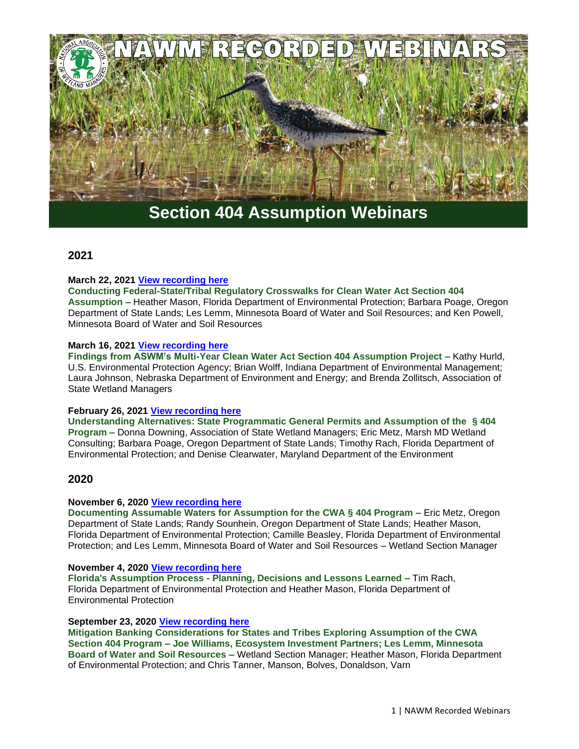# NAWM RECORDED WEBINARS

## Section 404 Assumption Webinars

### 2021

**March 22, 2021** [View recording here]

**Conducting Federal-State/Tribal Regulatory Crosswalks for Clean Water Act Section 404 Assumption –** Heather Mason, Florida Department of Environmental Protection; Barbara Poage, Oregon Department of State Lands; Les Lemm, Minnesota Board of Water and Soil Resources; and Ken Powell, Minnesota Board of Water and Soil Resources

**March 16, 2021** [View recording here]

**Findings from ASWM's Multi-Year Clean Water Act Section 404 Assumption Project –** Kathy Hurld, U.S. Environmental Protection Agency; Brian Wolff, Indiana Department of Environmental Management; Laura Johnson, Nebraska Department of Environment and Energy; and Brenda Zollitsch, Association of State Wetland Managers

**February 26, 2021** [View recording here]

**Understanding Alternatives: State Programmatic General Permits and Assumption of the § 404 Program –** Donna Downing, Association of State Wetland Managers; Eric Metz, Marsh MD Wetland Consulting; Barbara Poage, Oregon Department of State Lands; Timothy Rach, Florida Department of Environmental Protection; and Denise Clearwater, Maryland Department of the Environment

### 2020

**November 6, 2020** [View recording here]

**Documenting Assumable Waters for Assumption for the CWA § 404 Program –** Eric Metz, Oregon Department of State Lands; Randy Sounhein, Oregon Department of State Lands; Heather Mason, Florida Department of Environmental Protection; Camille Beasley, Florida Department of Environmental Protection; and Les Lemm, Minnesota Board of Water and Soil Resources – Wetland Section Manager

**November 4, 2020** [View recording here]

**Florida's Assumption Process - Planning, Decisions and Lessons Learned –** Tim Rach, Florida Department of Environmental Protection and Heather Mason, Florida Department of Environmental Protection

**September 23, 2020** [View recording here]

**Mitigation Banking Considerations for States and Tribes Exploring Assumption of the CWA Section 404 Program – Joe Williams, Ecosystem Investment Partners; Les Lemm, Minnesota Board of Water and Soil Resources –** Wetland Section Manager; Heather Mason, Florida Department of Environmental Protection; and Chris Tanner, Manson, Bolves, Donaldson, Varn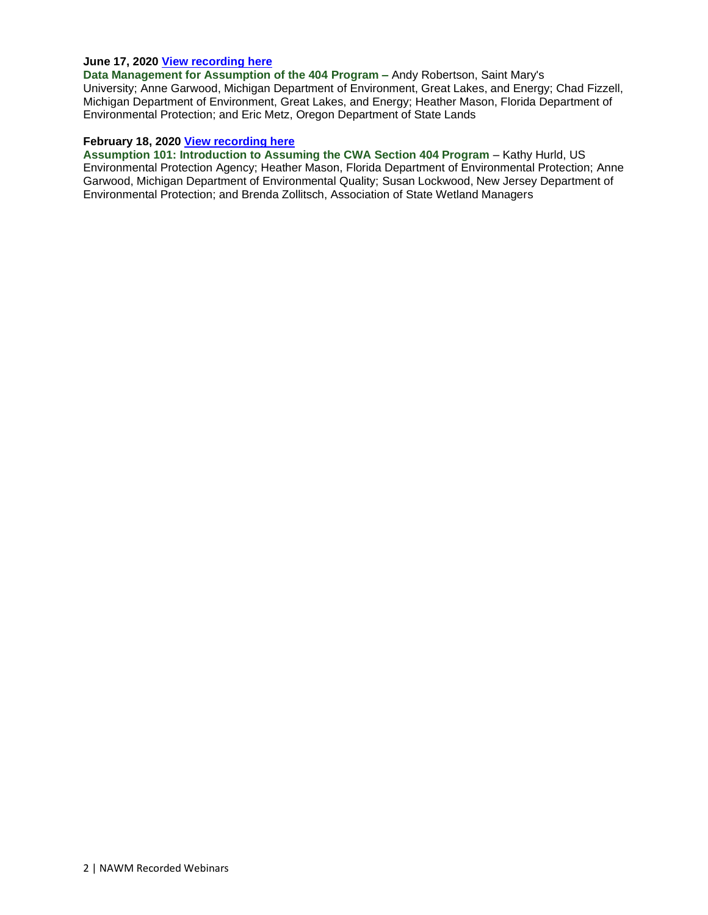**June 17, 2020 [View recording here]**

**Data Management for Assumption of the 404 Program –** Andy Robertson, Saint Mary's University; Anne Garwood, Michigan Department of Environment, Great Lakes, and Energy; Chad Fizzell, Michigan Department of Environment, Great Lakes, and Energy; Heather Mason, Florida Department of Environmental Protection; and Eric Metz, Oregon Department of State Lands

**February 18, 2020 [View recording here]**

**Assumption 101: Introduction to Assuming the CWA Section 404 Program** – Kathy Hurld, US Environmental Protection Agency; Heather Mason, Florida Department of Environmental Protection; Anne Garwood, Michigan Department of Environmental Quality; Susan Lockwood, New Jersey Department of Environmental Protection; and Brenda Zollitsch, Association of State Wetland Managers